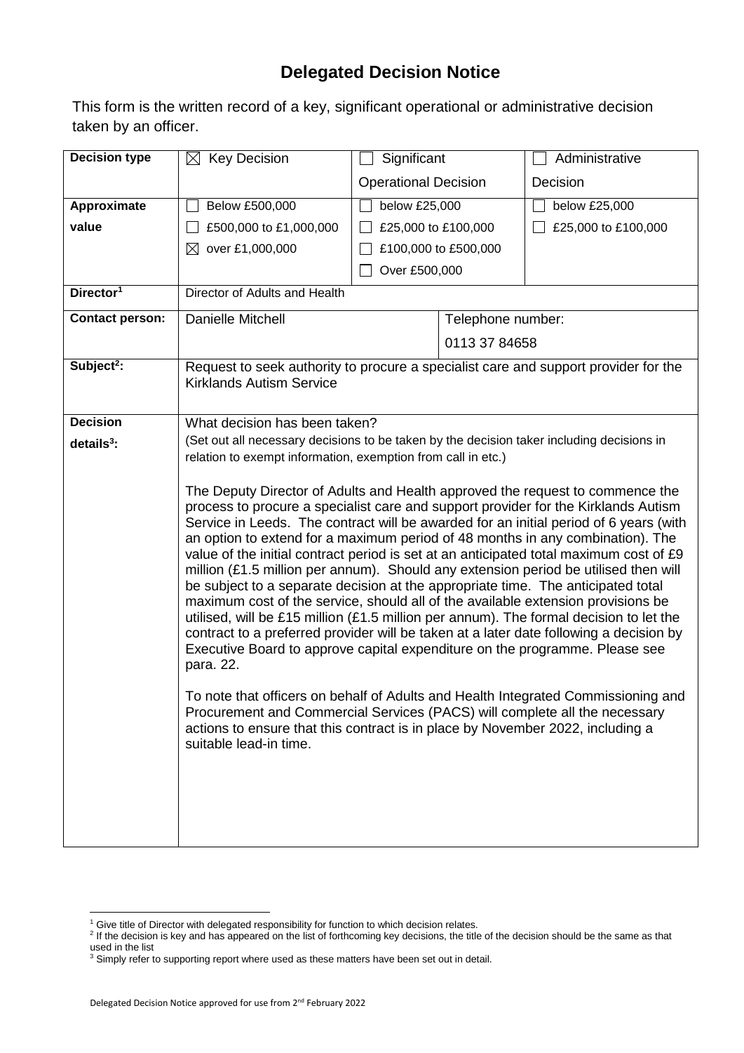# Delegated Decision Notice

This form is the written record of a key, significant operational or administrative decision taken by an officer.

| Decision type | ☒ Key Decision | ☐ Significant Operational Decision | | ☐ Administrative Decision |
|---|---|---|---|---|
| Approximate value | ☐ Below £500,000<br>☐ £500,000 to £1,000,000<br>☒ over £1,000,000 | ☐ below £25,000<br>☐ £25,000 to £100,000<br>☐ £100,000 to £500,000<br>☐ Over £500,000 | | ☐ below £25,000<br>☐ £25,000 to £100,000 |
| Director[1] | Director of Adults and Health | | | |
| Contact person: | Danielle Mitchell | | Telephone number:<br>0113 37 84658 | |
| Subject[2]: | Request to seek authority to procure a specialist care and support provider for the Kirklands Autism Service | | | |
| Decision details[3]: | What decision has been taken?<br>(Set out all necessary decisions to be taken by the decision taker including decisions in relation to exempt information, exemption from call in etc.)<br><br>The Deputy Director of Adults and Health approved the request to commence the process to procure a specialist care and support provider for the Kirklands Autism Service in Leeds. The contract will be awarded for an initial period of 6 years (with an option to extend for a maximum period of 48 months in any combination). The value of the initial contract period is set at an anticipated total maximum cost of £9 million (£1.5 million per annum). Should any extension period be utilised then will be subject to a separate decision at the appropriate time. The anticipated total maximum cost of the service, should all of the available extension provisions be utilised, will be £15 million (£1.5 million per annum). The formal decision to let the contract to a preferred provider will be taken at a later date following a decision by Executive Board to approve capital expenditure on the programme. Please see para. 22.<br><br>To note that officers on behalf of Adults and Health Integrated Commissioning and Procurement and Commercial Services (PACS) will complete all the necessary actions to ensure that this contract is in place by November 2022, including a suitable lead-in time. | | | |

[1] Give title of Director with delegated responsibility for function to which decision relates.

[2] If the decision is key and has appeared on the list of forthcoming key decisions, the title of the decision should be the same as that used in the list

[3] Simply refer to supporting report where used as these matters have been set out in detail.

Delegated Decision Notice approved for use from 2nd February 2022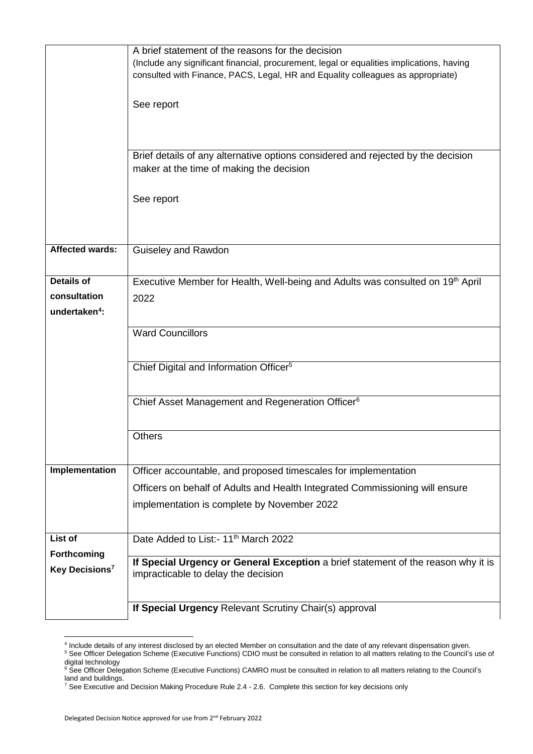| | |
|---|---|
| | A brief statement of the reasons for the decision<br>(Include any significant financial, procurement, legal or equalities implications, having consulted with Finance, PACS, Legal, HR and Equality colleagues as appropriate)<br><br>See report |
| | Brief details of any alternative options considered and rejected by the decision maker at the time of making the decision<br><br>See report |
| **Affected wards:** | Guiseley and Rawdon |
| **Details of consultation undertaken[4]:** | Executive Member for Health, Well-being and Adults was consulted on 19th April 2022 |
| | Ward Councillors |
| | Chief Digital and Information Officer[5] |
| | Chief Asset Management and Regeneration Officer[6] |
| | Others |
| **Implementation** | Officer accountable, and proposed timescales for implementation<br>Officers on behalf of Adults and Health Integrated Commissioning will ensure implementation is complete by November 2022 |
| **List of Forthcoming Key Decisions[7]** | Date Added to List:- 11th March 2022 |
| | **If Special Urgency or General Exception** a brief statement of the reason why it is impracticable to delay the decision |
| | **If Special Urgency** Relevant Scrutiny Chair(s) approval |

[4] Include details of any interest disclosed by an elected Member on consultation and the date of any relevant dispensation given.
[5] See Officer Delegation Scheme (Executive Functions) CDIO must be consulted in relation to all matters relating to the Council's use of digital technology
[6] See Officer Delegation Scheme (Executive Functions) CAMRO must be consulted in relation to all matters relating to the Council's land and buildings.
[7] See Executive and Decision Making Procedure Rule 2.4 - 2.6. Complete this section for key decisions only

Delegated Decision Notice approved for use from 2nd February 2022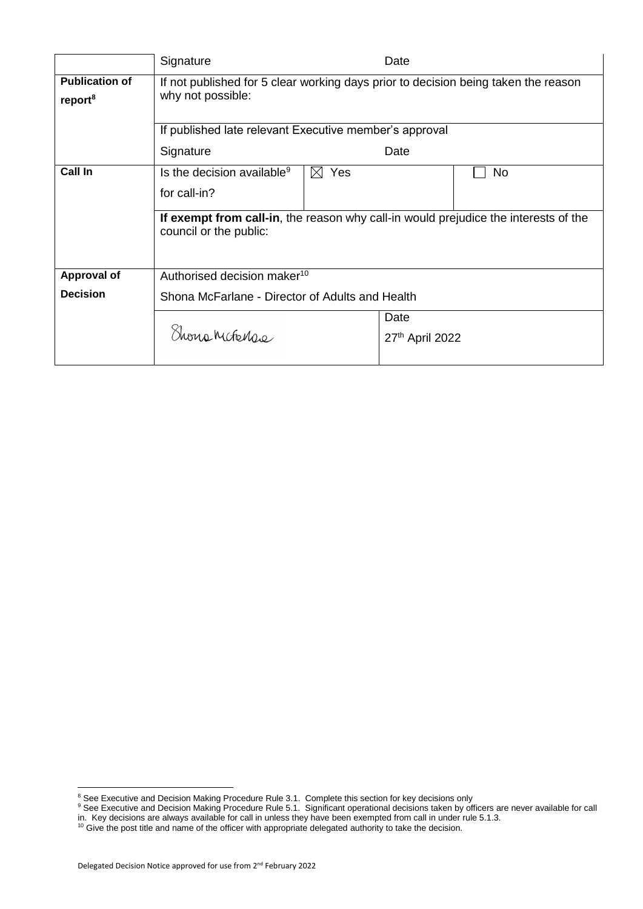| | | | | |
|---|---|---|---|---|
| | Signature | | Date | |
| **Publication of report**[8] | If not published for 5 clear working days prior to decision being taken the reason why not possible: | | | |
| | If published late relevant Executive member's approval | | | |
| | Signature | | Date | |
| **Call In** | Is the decision available[9] for call-in? | ☒ Yes | | ☐ No |
| | **If exempt from call-in**, the reason why call-in would prejudice the interests of the council or the public: | | | |
| **Approval of Decision** | Authorised decision maker[10] | | | |
| | Shona McFarlane - Director of Adults and Health | | | |
| | Shona McFarlane | | Date 27th April 2022 | |

[8] See Executive and Decision Making Procedure Rule 3.1. Complete this section for key decisions only

[9] See Executive and Decision Making Procedure Rule 5.1. Significant operational decisions taken by officers are never available for call in. Key decisions are always available for call in unless they have been exempted from call in under rule 5.1.3.

[10] Give the post title and name of the officer with appropriate delegated authority to take the decision.

Delegated Decision Notice approved for use from 2nd February 2022